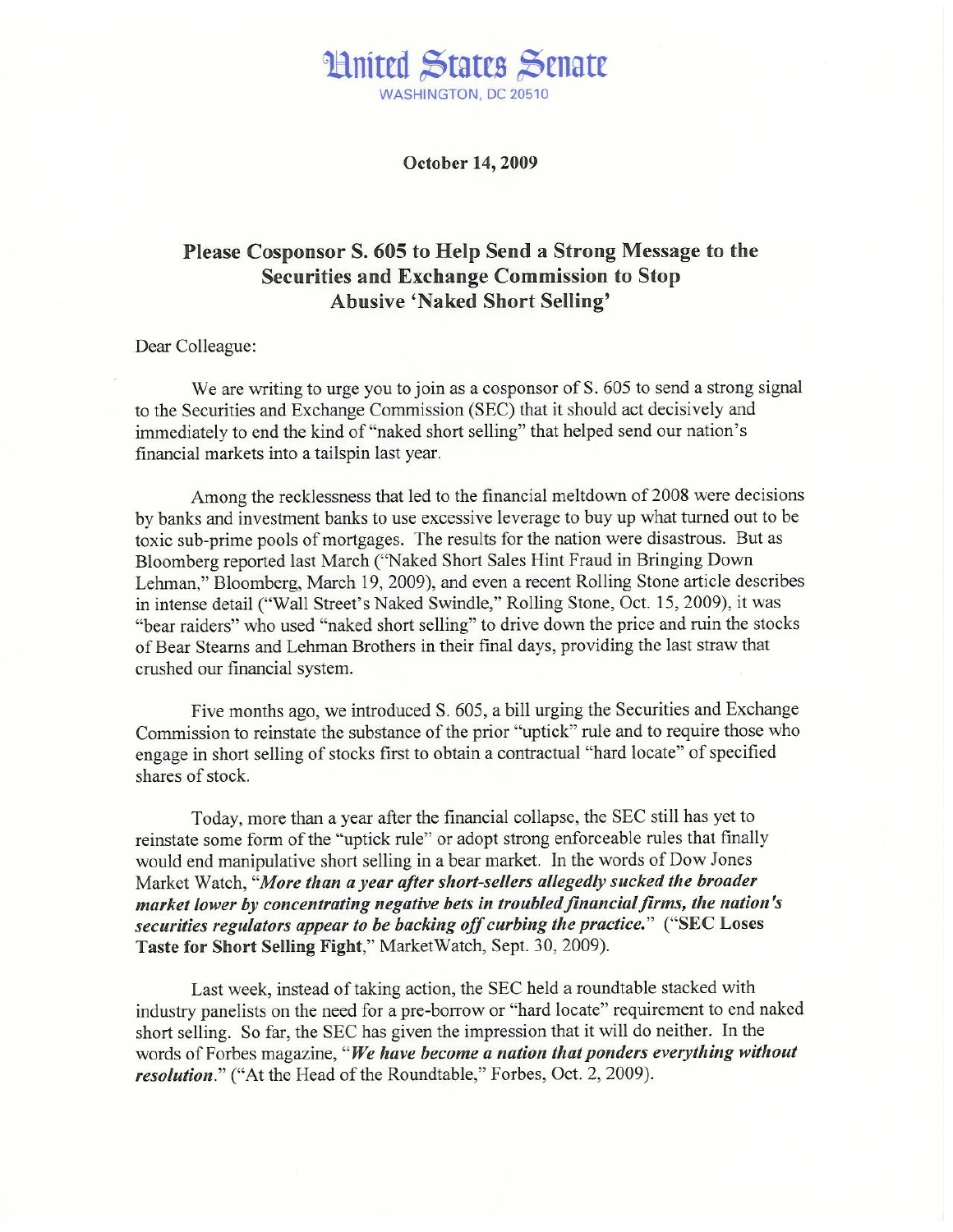# United States Senate

WASHINGTON, DC 20510

**October 14, 2009**

## Please Cosponsor S. 605 to Help Send a Strong Message to the Securities and Exchange Commission to Stop Abusive 'Naked Short Selling'

Dear Colleague:

We are writing to urge you to join as a cosponsor of S. 605 to send a strong signal to the Securities and Exchange Commission (SEC) that it should act decisively and immediately to end the kind of "naked short selling" that helped send our nation's financial markets into a tailspin last year.

Among the recklessness that led to the financial meltdown of 2008 were decisions by banks and investment banks to use excessive leverage to buy up what turned out to be toxic sub-prime pools of mortgages. The results for the nation were disastrous. But as Bloomberg reported last March ("Naked Short Sales Hint Fraud in Bringing Down Lehman," Bloomberg, March 19, 2009), and even a recent Rolling Stone article describes in intense detail ("Wall Street's Naked Swindle," Rolling Stone, Oct. 15, 2009), it was "bear raiders" who used "naked short selling" to drive down the price and ruin the stocks of Bear Stearns and Lehman Brothers in their final days, providing the last straw that crushed our financial system.

Five months ago, we introduced S. 605, a bill urging the Securities and Exchange Commission to reinstate the substance of the prior "uptick" rule and to require those who engage in short selling of stocks first to obtain a contractual "hard locate" of specified shares of stock.

Today, more than a year after the financial collapse, the SEC still has yet to reinstate some form of the "uptick rule" or adopt strong enforceable rules that finally would end manipulative short selling in a bear market. In the words of Dow Jones Market Watch, "***More than a year after short-sellers allegedly sucked the broader market lower by concentrating negative bets in troubled financial firms, the nation's securities regulators appear to be backing off curbing the practice.***" ("**SEC Loses Taste for Short Selling Fight**," MarketWatch, Sept. 30, 2009).

Last week, instead of taking action, the SEC held a roundtable stacked with industry panelists on the need for a pre-borrow or "hard locate" requirement to end naked short selling. So far, the SEC has given the impression that it will do neither. In the words of Forbes magazine, "***We have become a nation that ponders everything without resolution.***" ("At the Head of the Roundtable," Forbes, Oct. 2, 2009).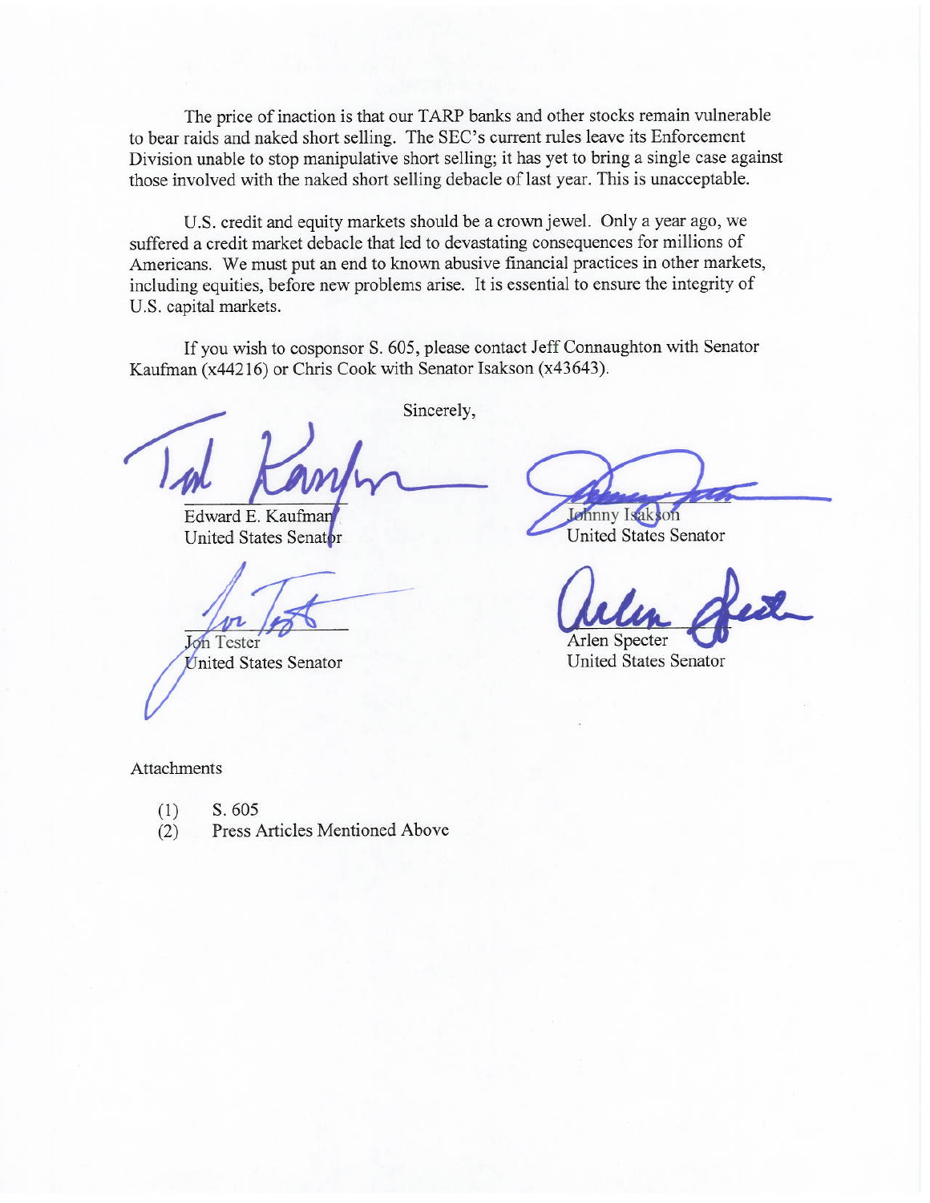The price of inaction is that our TARP banks and other stocks remain vulnerable to bear raids and naked short selling. The SEC's current rules leave its Enforcement Division unable to stop manipulative short selling; it has yet to bring a single case against those involved with the naked short selling debacle of last year. This is unacceptable.

U.S. credit and equity markets should be a crown jewel. Only a year ago, we suffered a credit market debacle that led to devastating consequences for millions of Americans. We must put an end to known abusive financial practices in other markets, including equities, before new problems arise. It is essential to ensure the integrity of U.S. capital markets.

If you wish to cosponsor S. 605, please contact Jeff Connaughton with Senator Kaufman (x44216) or Chris Cook with Senator Isakson (x43643).

Sincerely,

Edward E. Kaufman
United States Senator

Johnny Isakson
United States Senator

Jon Tester
United States Senator

Arlen Specter
United States Senator

Attachments

(1) S. 605
(2) Press Articles Mentioned Above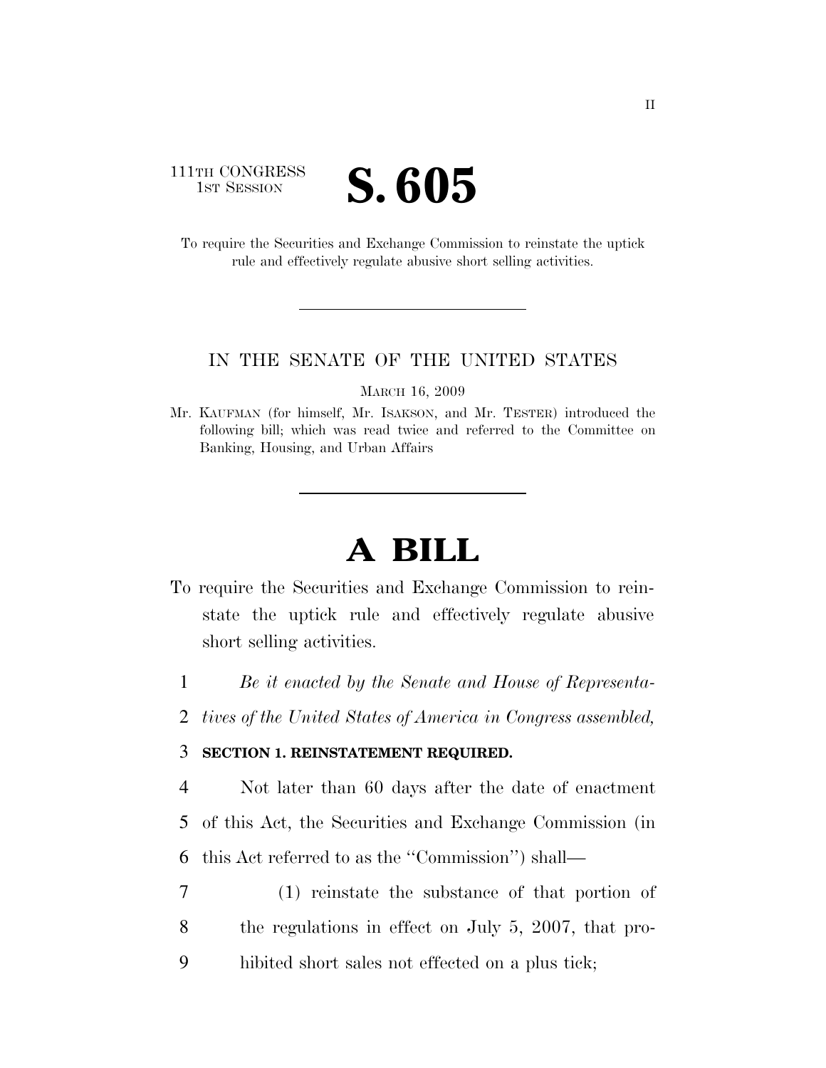111TH CONGRESS
1ST SESSION

# S. 605

To require the Securities and Exchange Commission to reinstate the uptick rule and effectively regulate abusive short selling activities.

---

IN THE SENATE OF THE UNITED STATES

MARCH 16, 2009

Mr. KAUFMAN (for himself, Mr. ISAKSON, and Mr. TESTER) introduced the following bill; which was read twice and referred to the Committee on Banking, Housing, and Urban Affairs

---

# A BILL

To require the Securities and Exchange Commission to reinstate the uptick rule and effectively regulate abusive short selling activities.

1 *Be it enacted by the Senate and House of Representa-*
2 *tives of the United States of America in Congress assembled,*

3 **SECTION 1. REINSTATEMENT REQUIRED.**

4 Not later than 60 days after the date of enactment
5 of this Act, the Securities and Exchange Commission (in
6 this Act referred to as the ''Commission'') shall—

7 (1) reinstate the substance of that portion of
8 the regulations in effect on July 5, 2007, that pro-
9 hibited short sales not effected on a plus tick;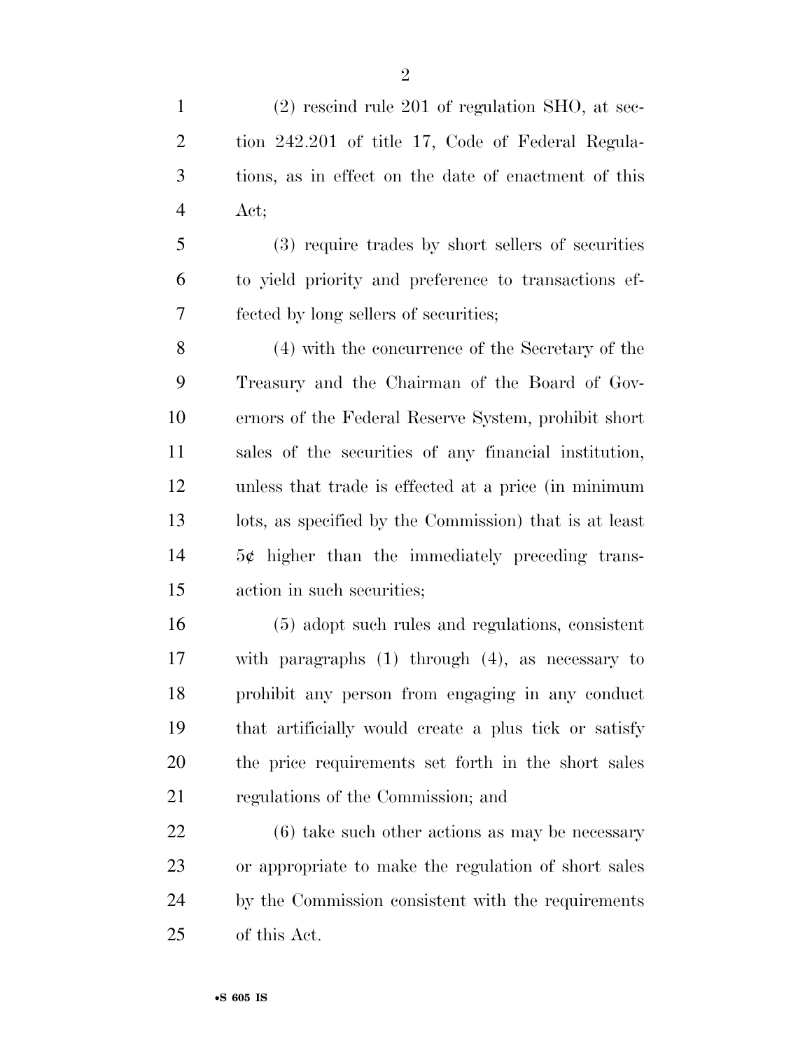(2) rescind rule 201 of regulation SHO, at section 242.201 of title 17, Code of Federal Regulations, as in effect on the date of enactment of this Act;

(3) require trades by short sellers of securities to yield priority and preference to transactions effected by long sellers of securities;

(4) with the concurrence of the Secretary of the Treasury and the Chairman of the Board of Governors of the Federal Reserve System, prohibit short sales of the securities of any financial institution, unless that trade is effected at a price (in minimum lots, as specified by the Commission) that is at least 5¢ higher than the immediately preceding transaction in such securities;

(5) adopt such rules and regulations, consistent with paragraphs (1) through (4), as necessary to prohibit any person from engaging in any conduct that artificially would create a plus tick or satisfy the price requirements set forth in the short sales regulations of the Commission; and

(6) take such other actions as may be necessary or appropriate to make the regulation of short sales by the Commission consistent with the requirements of this Act.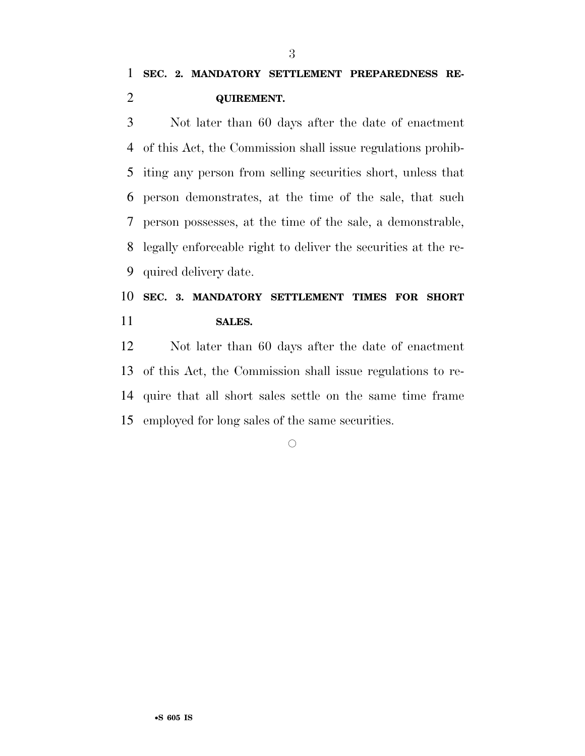**SEC. 2. MANDATORY SETTLEMENT PREPAREDNESS REQUIREMENT.**

Not later than 60 days after the date of enactment of this Act, the Commission shall issue regulations prohibiting any person from selling securities short, unless that person demonstrates, at the time of the sale, that such person possesses, at the time of the sale, a demonstrable, legally enforceable right to deliver the securities at the required delivery date.

**SEC. 3. MANDATORY SETTLEMENT TIMES FOR SHORT SALES.**

Not later than 60 days after the date of enactment of this Act, the Commission shall issue regulations to require that all short sales settle on the same time frame employed for long sales of the same securities.

○